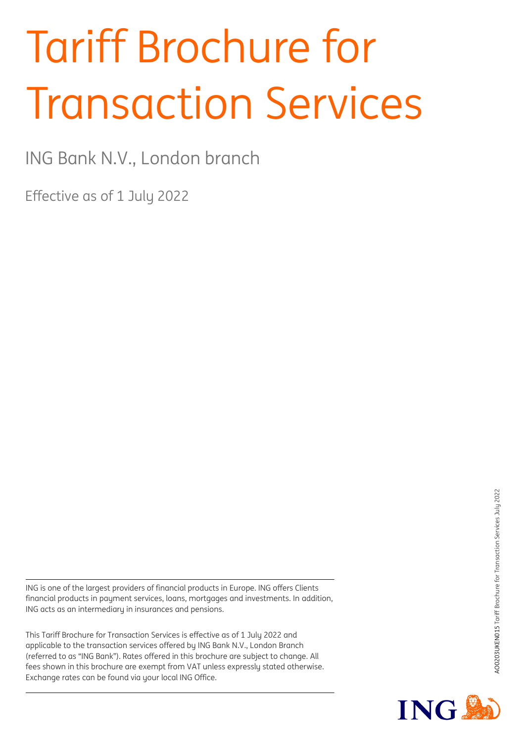# Tariff Brochure for Transaction Services

ING Bank N.V., London branch

Effective as of 1 July 2022

ING is one of the largest providers of financial products in Europe. ING offers Clients financial products in payment services, loans, mortgages and investments. In addition, ING acts as an intermediary in insurances and pensions.

This Tariff Brochure for Transaction Services is effective as of 1 July 2022 and applicable to the transaction services offered by ING Bank N.V., London Branch (referred to as "ING Bank"). Rates offered in this brochure are subject to change. All fees shown in this brochure are exempt from VAT unless expressly stated otherwise. Exchange rates can be found via your local ING Office.

AO0203UKEN015 Tariff Brochure for Transaction Services July 2022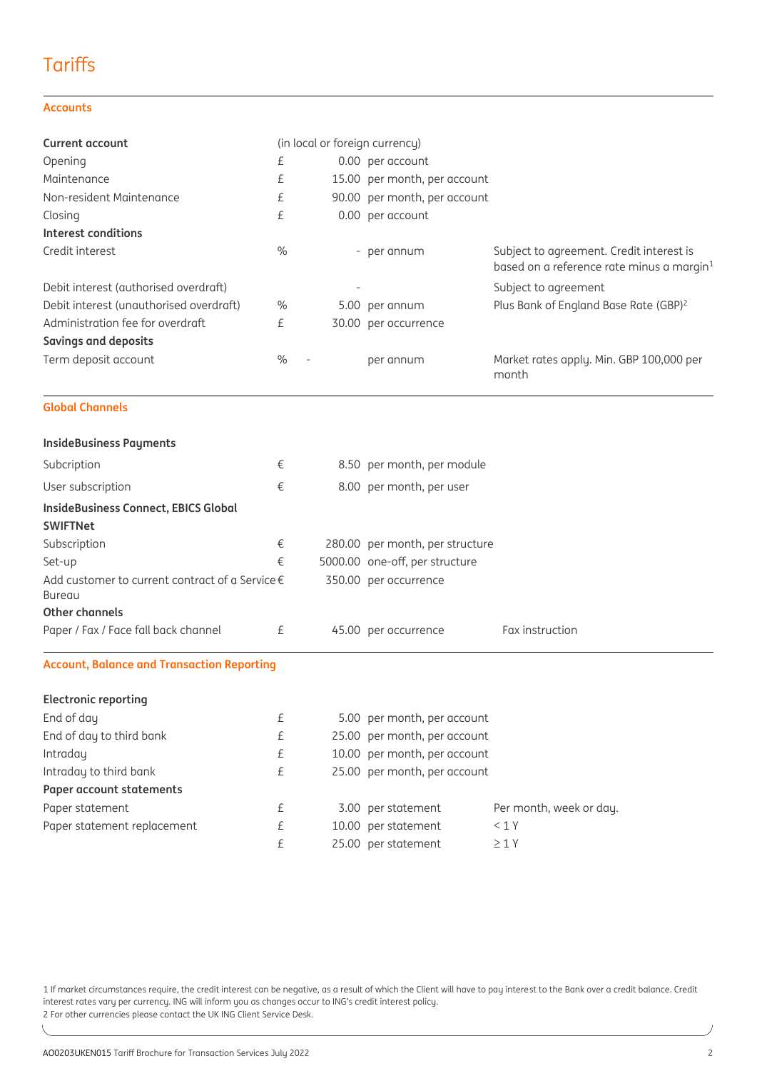# Tariffs

## Accounts

| | | | | |
|---|---|---|---|---|
| **Current account** | (in local or foreign currency) | | | |
| Opening | £ | 0.00 | per account | |
| Maintenance | £ | 15.00 | per month, per account | |
| Non-resident Maintenance | £ | 90.00 | per month, per account | |
| Closing | £ | 0.00 | per account | |
| **Interest conditions** | | | | |
| Credit interest | % | - | per annum | Subject to agreement. Credit interest is based on a reference rate minus a margin[1] |
| Debit interest (authorised overdraft) | | - | | Subject to agreement |
| Debit interest (unauthorised overdraft) | % | 5.00 | per annum | Plus Bank of England Base Rate (GBP)[2] |
| Administration fee for overdraft | £ | 30.00 | per occurrence | |
| **Savings and deposits** | | | | |
| Term deposit account | % | - | per annum | Market rates apply. Min. GBP 100,000 per month |

## Global Channels

| | | | | |
|---|---|---|---|---|
| **InsideBusiness Payments** | | | | |
| Subcription | € | 8.50 | per month, per module | |
| User subscription | € | 8.00 | per month, per user | |
| **InsideBusiness Connect, EBICS Global** | | | | |
| **SWIFTNet** | | | | |
| Subscription | € | 280.00 | per month, per structure | |
| Set-up | € | 5000.00 | one-off, per structure | |
| Add customer to current contract of a Service Bureau | € | 350.00 | per occurrence | |
| **Other channels** | | | | |
| Paper / Fax / Face fall back channel | £ | 45.00 | per occurrence | Fax instruction |

## Account, Balance and Transaction Reporting

| | | | | |
|---|---|---|---|---|
| **Electronic reporting** | | | | |
| End of day | £ | 5.00 | per month, per account | |
| End of day to third bank | £ | 25.00 | per month, per account | |
| Intraday | £ | 10.00 | per month, per account | |
| Intraday to third bank | £ | 25.00 | per month, per account | |
| **Paper account statements** | | | | |
| Paper statement | £ | 3.00 | per statement | Per month, week or day. |
| Paper statement replacement | £ | 10.00 | per statement | < 1 Y |
| | £ | 25.00 | per statement | ≥ 1 Y |

1 If market circumstances require, the credit interest can be negative, as a result of which the Client will have to pay interest to the Bank over a credit balance. Credit interest rates vary per currency. ING will inform you as changes occur to ING's credit interest policy.
2 For other currencies please contact the UK ING Client Service Desk.

AO0203UKEN015 Tariff Brochure for Transaction Services July 2022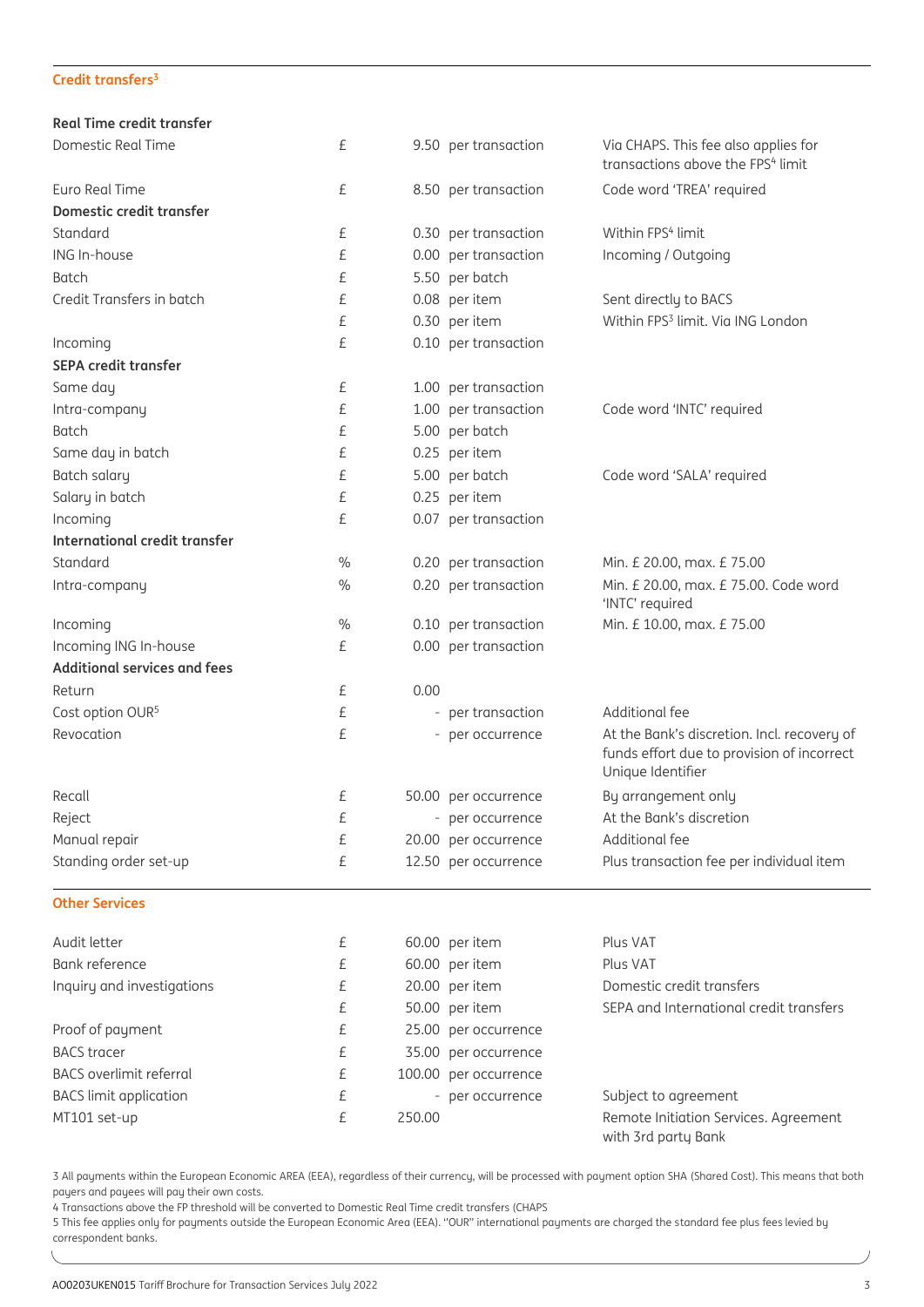## Credit transfers[3]

| | | | |
|---|---|---|---|
| **Real Time credit transfer** | | | |
| Domestic Real Time | £ | 9.50 per transaction | Via CHAPS. This fee also applies for transactions above the FPS[4] limit |
| Euro Real Time | £ | 8.50 per transaction | Code word 'TREA' required |
| **Domestic credit transfer** | | | |
| Standard | £ | 0.30 per transaction | Within FPS[4] limit |
| ING In-house | £ | 0.00 per transaction | Incoming / Outgoing |
| Batch | £ | 5.50 per batch | |
| Credit Transfers in batch | £ | 0.08 per item | Sent directly to BACS |
| | £ | 0.30 per item | Within FPS[3] limit. Via ING London |
| Incoming | £ | 0.10 per transaction | |
| **SEPA credit transfer** | | | |
| Same day | £ | 1.00 per transaction | |
| Intra-company | £ | 1.00 per transaction | Code word 'INTC' required |
| Batch | £ | 5.00 per batch | |
| Same day in batch | £ | 0.25 per item | |
| Batch salary | £ | 5.00 per batch | Code word 'SALA' required |
| Salary in batch | £ | 0.25 per item | |
| Incoming | £ | 0.07 per transaction | |
| **International credit transfer** | | | |
| Standard | % | 0.20 per transaction | Min. £ 20.00, max. £ 75.00 |
| Intra-company | % | 0.20 per transaction | Min. £ 20.00, max. £ 75.00. Code word 'INTC' required |
| Incoming | % | 0.10 per transaction | Min. £ 10.00, max. £ 75.00 |
| Incoming ING In-house | £ | 0.00 per transaction | |
| **Additional services and fees** | | | |
| Return | £ | 0.00 | |
| Cost option OUR[5] | £ | - per transaction | Additional fee |
| Revocation | £ | - per occurrence | At the Bank's discretion. Incl. recovery of funds effort due to provision of incorrect Unique Identifier |
| Recall | £ | 50.00 per occurrence | By arrangement only |
| Reject | £ | - per occurrence | At the Bank's discretion |
| Manual repair | £ | 20.00 per occurrence | Additional fee |
| Standing order set-up | £ | 12.50 per occurrence | Plus transaction fee per individual item |

## Other Services

| | | | |
|---|---|---|---|
| Audit letter | £ | 60.00 per item | Plus VAT |
| Bank reference | £ | 60.00 per item | Plus VAT |
| Inquiry and investigations | £ | 20.00 per item | Domestic credit transfers |
| | £ | 50.00 per item | SEPA and International credit transfers |
| Proof of payment | £ | 25.00 per occurrence | |
| BACS tracer | £ | 35.00 per occurrence | |
| BACS overlimit referral | £ | 100.00 per occurrence | |
| BACS limit application | £ | - per occurrence | Subject to agreement |
| MT101 set-up | £ | 250.00 | Remote Initiation Services. Agreement with 3rd party Bank |

3 All payments within the European Economic AREA (EEA), regardless of their currency, will be processed with payment option SHA (Shared Cost). This means that both payers and payees will pay their own costs.
4 Transactions above the FP threshold will be converted to Domestic Real Time credit transfers (CHAPS
5 This fee applies only for payments outside the European Economic Area (EEA). "OUR" international payments are charged the standard fee plus fees levied by correspondent banks.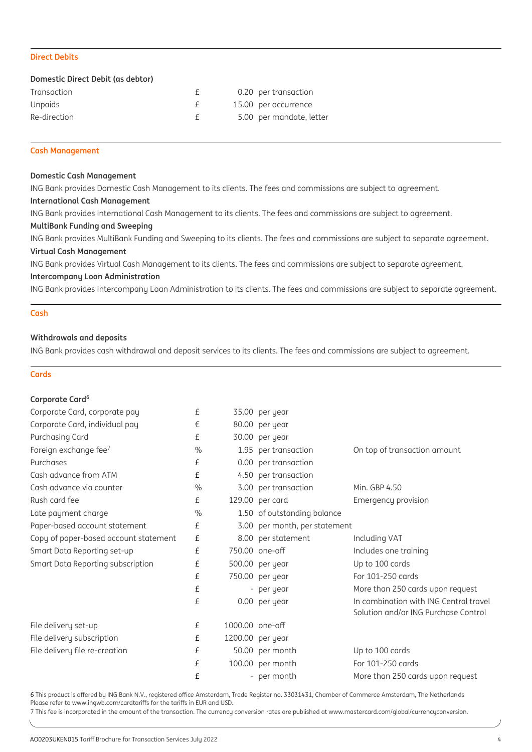## Direct Debits

**Domestic Direct Debit (as debtor)**

| | | | |
|---|---|---|---|
| Transaction | £ | 0.20 | per transaction |
| Unpaids | £ | 15.00 | per occurrence |
| Re-direction | £ | 5.00 | per mandate, letter |

## Cash Management

**Domestic Cash Management**

ING Bank provides Domestic Cash Management to its clients. The fees and commissions are subject to agreement.

**International Cash Management**

ING Bank provides International Cash Management to its clients. The fees and commissions are subject to agreement.

**MultiBank Funding and Sweeping**

ING Bank provides MultiBank Funding and Sweeping to its clients. The fees and commissions are subject to separate agreement.

**Virtual Cash Management**

ING Bank provides Virtual Cash Management to its clients. The fees and commissions are subject to separate agreement.

**Intercompany Loan Administration**

ING Bank provides Intercompany Loan Administration to its clients. The fees and commissions are subject to separate agreement.

## Cash

**Withdrawals and deposits**

ING Bank provides cash withdrawal and deposit services to its clients. The fees and commissions are subject to agreement.

## Cards

**Corporate Card[6]**

| | | | | |
|---|---|---|---|---|
| Corporate Card, corporate pay | £ | 35.00 | per year | |
| Corporate Card, individual pay | € | 80.00 | per year | |
| Purchasing Card | £ | 30.00 | per year | |
| Foreign exchange fee[7] | % | 1.95 | per transaction | On top of transaction amount |
| Purchases | £ | 0.00 | per transaction | |
| Cash advance from ATM | £ | 4.50 | per transaction | |
| Cash advance via counter | % | 3.00 | per transaction | Min. GBP 4.50 |
| Rush card fee | £ | 129.00 | per card | Emergency provision |
| Late payment charge | % | 1.50 | of outstanding balance | |
| Paper-based account statement | £ | 3.00 | per month, per statement | |
| Copy of paper-based account statement | £ | 8.00 | per statement | Including VAT |
| Smart Data Reporting set-up | £ | 750.00 | one-off | Includes one training |
| Smart Data Reporting subscription | £ | 500.00 | per year | Up to 100 cards |
| | £ | 750.00 | per year | For 101-250 cards |
| | £ | - | per year | More than 250 cards upon request |
| | £ | 0.00 | per year | In combination with ING Central travel Solution and/or ING Purchase Control |
| File delivery set-up | £ | 1000.00 | one-off | |
| File delivery subscription | £ | 1200.00 | per year | |
| File delivery file re-creation | £ | 50.00 | per month | Up to 100 cards |
| | £ | 100.00 | per month | For 101-250 cards |
| | £ | - | per month | More than 250 cards upon request |

6 This product is offered by ING Bank N.V., registered office Amsterdam, Trade Register no. 33031431, Chamber of Commerce Amsterdam, The Netherlands
Please refer to www.ingwb.com/cardtariffs for the tariffs in EUR and USD.

7 This fee is incorporated in the amount of the transaction. The currency conversion rates are published at www.mastercard.com/global/currencyconversion.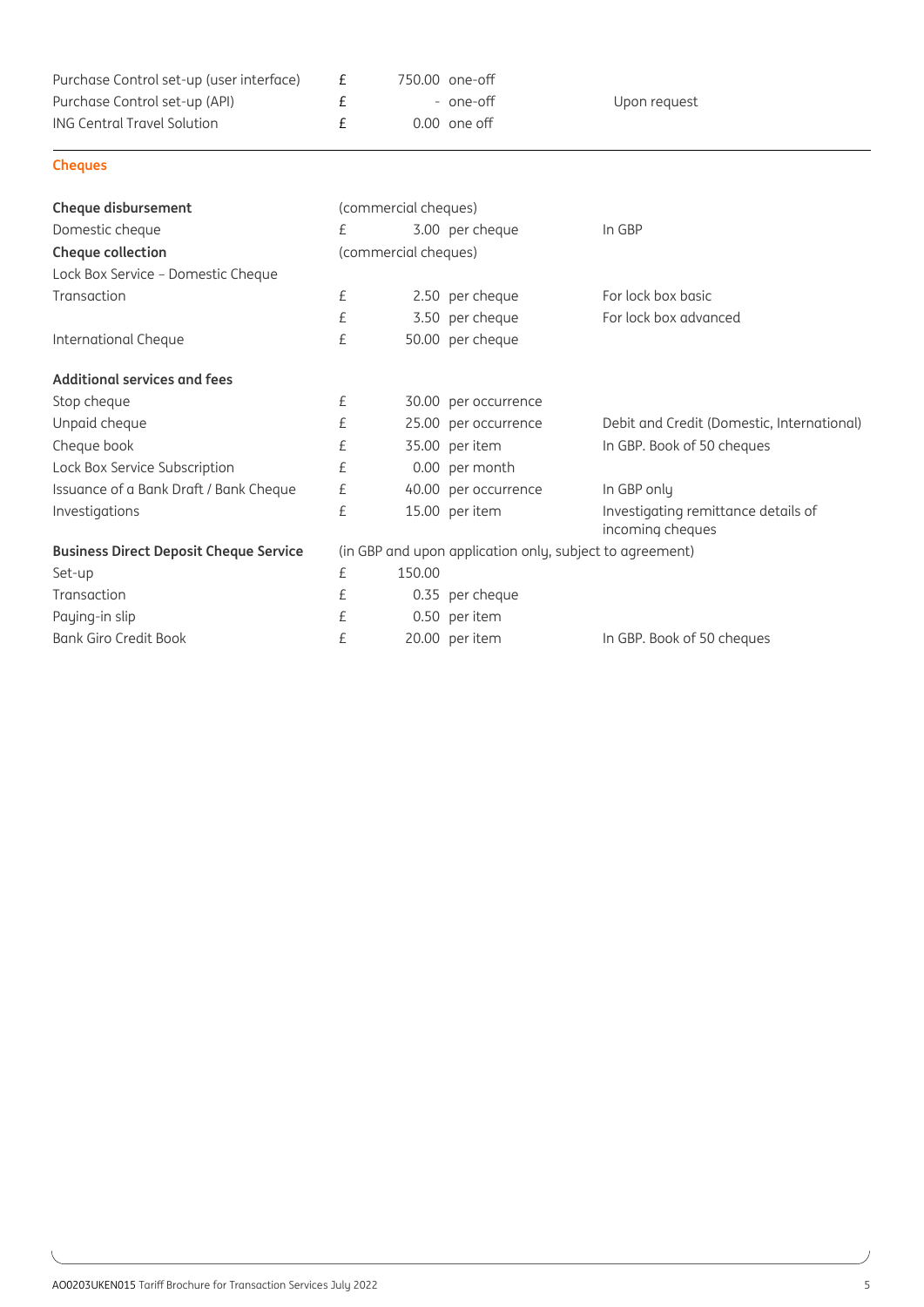| | | | | |
|---|---|---|---|---|
| Purchase Control set-up (user interface) | £ | 750.00 | one-off | |
| Purchase Control set-up (API) | £ | - | one-off | Upon request |
| ING Central Travel Solution | £ | 0.00 | one off | |

## Cheques

| | | | | |
|---|---|---|---|---|
| **Cheque disbursement** | (commercial cheques) | | | |
| Domestic cheque | £ | 3.00 | per cheque | In GBP |
| **Cheque collection** | (commercial cheques) | | | |
| Lock Box Service – Domestic Cheque | | | | |
| Transaction | £ | 2.50 | per cheque | For lock box basic |
| | £ | 3.50 | per cheque | For lock box advanced |
| International Cheque | £ | 50.00 | per cheque | |
| **Additional services and fees** | | | | |
| Stop cheque | £ | 30.00 | per occurrence | |
| Unpaid cheque | £ | 25.00 | per occurrence | Debit and Credit (Domestic, International) |
| Cheque book | £ | 35.00 | per item | In GBP. Book of 50 cheques |
| Lock Box Service Subscription | £ | 0.00 | per month | |
| Issuance of a Bank Draft / Bank Cheque | £ | 40.00 | per occurrence | In GBP only |
| Investigations | £ | 15.00 | per item | Investigating remittance details of incoming cheques |
| **Business Direct Deposit Cheque Service** | (in GBP and upon application only, subject to agreement) | | | |
| Set-up | £ | 150.00 | | |
| Transaction | £ | 0.35 | per cheque | |
| Paying-in slip | £ | 0.50 | per item | |
| Bank Giro Credit Book | £ | 20.00 | per item | In GBP. Book of 50 cheques |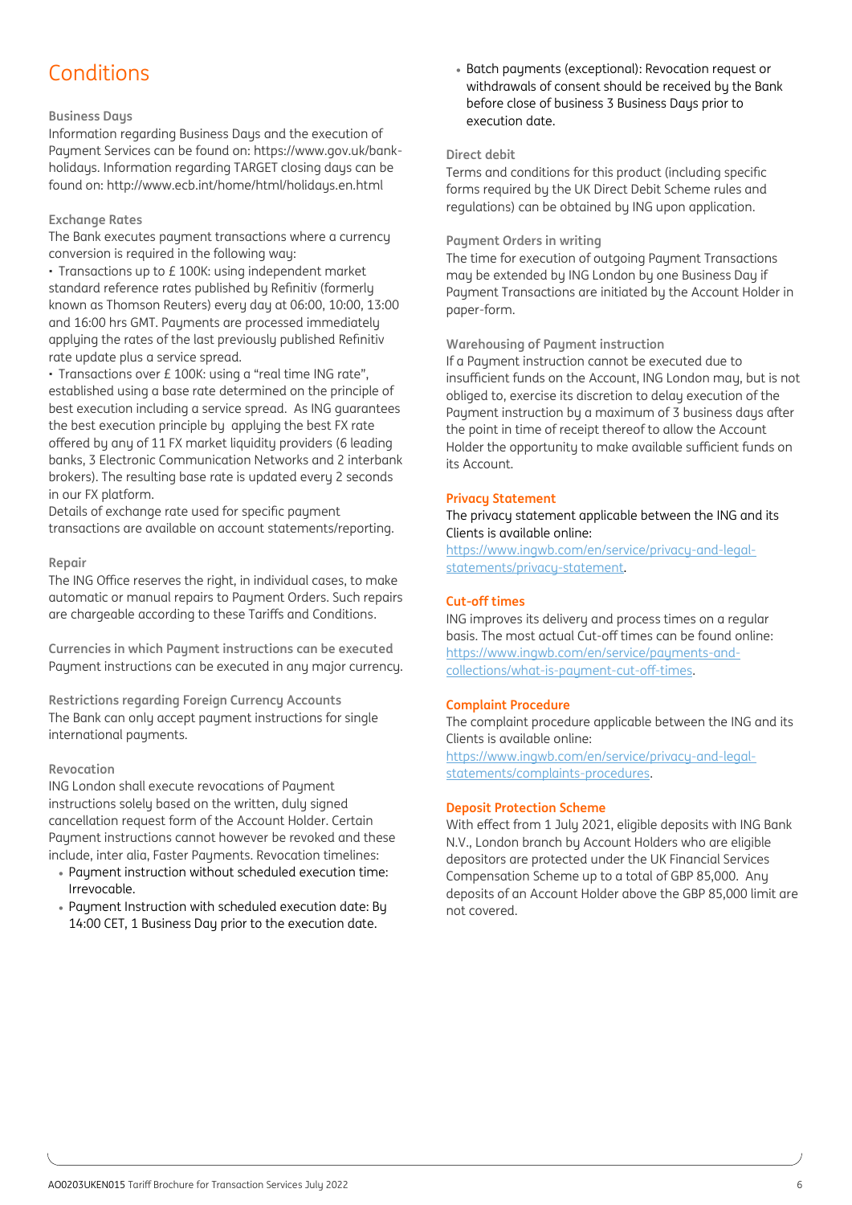# Conditions

### Business Days

Information regarding Business Days and the execution of Payment Services can be found on: https://www.gov.uk/bank-holidays. Information regarding TARGET closing days can be found on: http://www.ecb.int/home/html/holidays.en.html

### Exchange Rates

The Bank executes payment transactions where a currency conversion is required in the following way:

- Transactions up to £ 100K: using independent market standard reference rates published by Refinitiv (formerly known as Thomson Reuters) every day at 06:00, 10:00, 13:00 and 16:00 hrs GMT. Payments are processed immediately applying the rates of the last previously published Refinitiv rate update plus a service spread.
- Transactions over £ 100K: using a "real time ING rate", established using a base rate determined on the principle of best execution including a service spread. As ING guarantees the best execution principle by applying the best FX rate offered by any of 11 FX market liquidity providers (6 leading banks, 3 Electronic Communication Networks and 2 interbank brokers). The resulting base rate is updated every 2 seconds in our FX platform.

Details of exchange rate used for specific payment transactions are available on account statements/reporting.

### Repair

The ING Office reserves the right, in individual cases, to make automatic or manual repairs to Payment Orders. Such repairs are chargeable according to these Tariffs and Conditions.

### Currencies in which Payment instructions can be executed

Payment instructions can be executed in any major currency.

### Restrictions regarding Foreign Currency Accounts

The Bank can only accept payment instructions for single international payments.

### Revocation

ING London shall execute revocations of Payment instructions solely based on the written, duly signed cancellation request form of the Account Holder. Certain Payment instructions cannot however be revoked and these include, inter alia, Faster Payments. Revocation timelines:

- Payment instruction without scheduled execution time: Irrevocable.
- Payment Instruction with scheduled execution date: By 14:00 CET, 1 Business Day prior to the execution date.
- Batch payments (exceptional): Revocation request or withdrawals of consent should be received by the Bank before close of business 3 Business Days prior to execution date.

### Direct debit

Terms and conditions for this product (including specific forms required by the UK Direct Debit Scheme rules and regulations) can be obtained by ING upon application.

### Payment Orders in writing

The time for execution of outgoing Payment Transactions may be extended by ING London by one Business Day if Payment Transactions are initiated by the Account Holder in paper-form.

### Warehousing of Payment instruction

If a Payment instruction cannot be executed due to insufficient funds on the Account, ING London may, but is not obliged to, exercise its discretion to delay execution of the Payment instruction by a maximum of 3 business days after the point in time of receipt thereof to allow the Account Holder the opportunity to make available sufficient funds on its Account.

### Privacy Statement

The privacy statement applicable between the ING and its Clients is available online:
https://www.ingwb.com/en/service/privacy-and-legal-statements/privacy-statement.

### Cut-off times

ING improves its delivery and process times on a regular basis. The most actual Cut-off times can be found online:
https://www.ingwb.com/en/service/payments-and-collections/what-is-payment-cut-off-times.

### Complaint Procedure

The complaint procedure applicable between the ING and its Clients is available online:
https://www.ingwb.com/en/service/privacy-and-legal-statements/complaints-procedures.

### Deposit Protection Scheme

With effect from 1 July 2021, eligible deposits with ING Bank N.V., London branch by Account Holders who are eligible depositors are protected under the UK Financial Services Compensation Scheme up to a total of GBP 85,000. Any deposits of an Account Holder above the GBP 85,000 limit are not covered.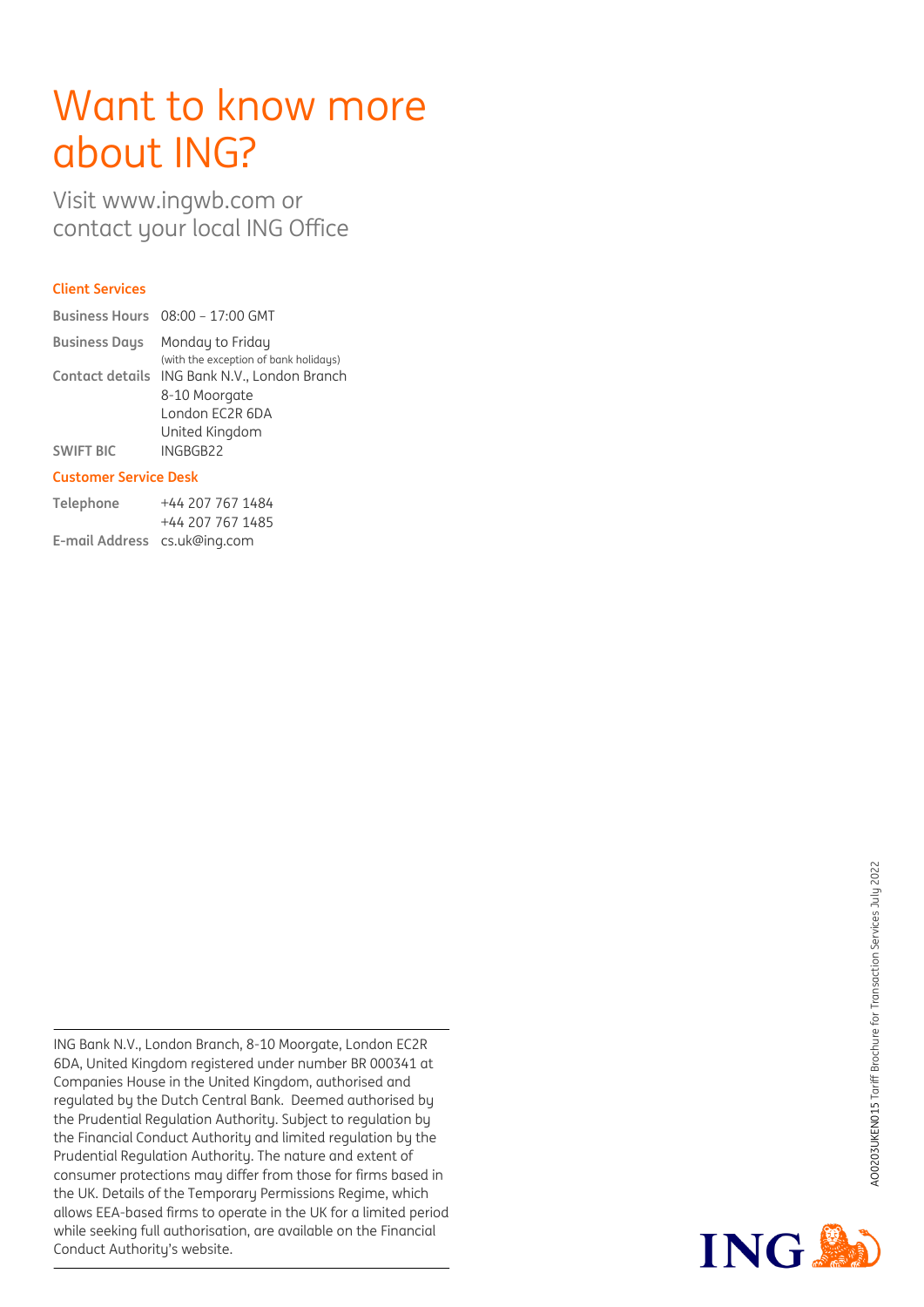# Want to know more about ING?

Visit www.ingwb.com or contact your local ING Office

### Client Services

| | |
|---|---|
| **Business Hours** | 08:00 – 17:00 GMT |
| **Business Days** | Monday to Friday (with the exception of bank holidays) |
| **Contact details** | ING Bank N.V., London Branch<br>8-10 Moorgate<br>London EC2R 6DA<br>United Kingdom |
| **SWIFT BIC** | INGBGB22 |

### Customer Service Desk

| | |
|---|---|
| **Telephone** | +44 207 767 1484<br>+44 207 767 1485 |
| **E-mail Address** | cs.uk@ing.com |

ING Bank N.V., London Branch, 8-10 Moorgate, London EC2R 6DA, United Kingdom registered under number BR 000341 at Companies House in the United Kingdom, authorised and regulated by the Dutch Central Bank. Deemed authorised by the Prudential Regulation Authority. Subject to regulation by the Financial Conduct Authority and limited regulation by the Prudential Regulation Authority. The nature and extent of consumer protections may differ from those for firms based in the UK. Details of the Temporary Permissions Regime, which allows EEA-based firms to operate in the UK for a limited period while seeking full authorisation, are available on the Financial Conduct Authority's website.

AO0203UKEN015 Tariff Brochure for Transaction Services July 2022